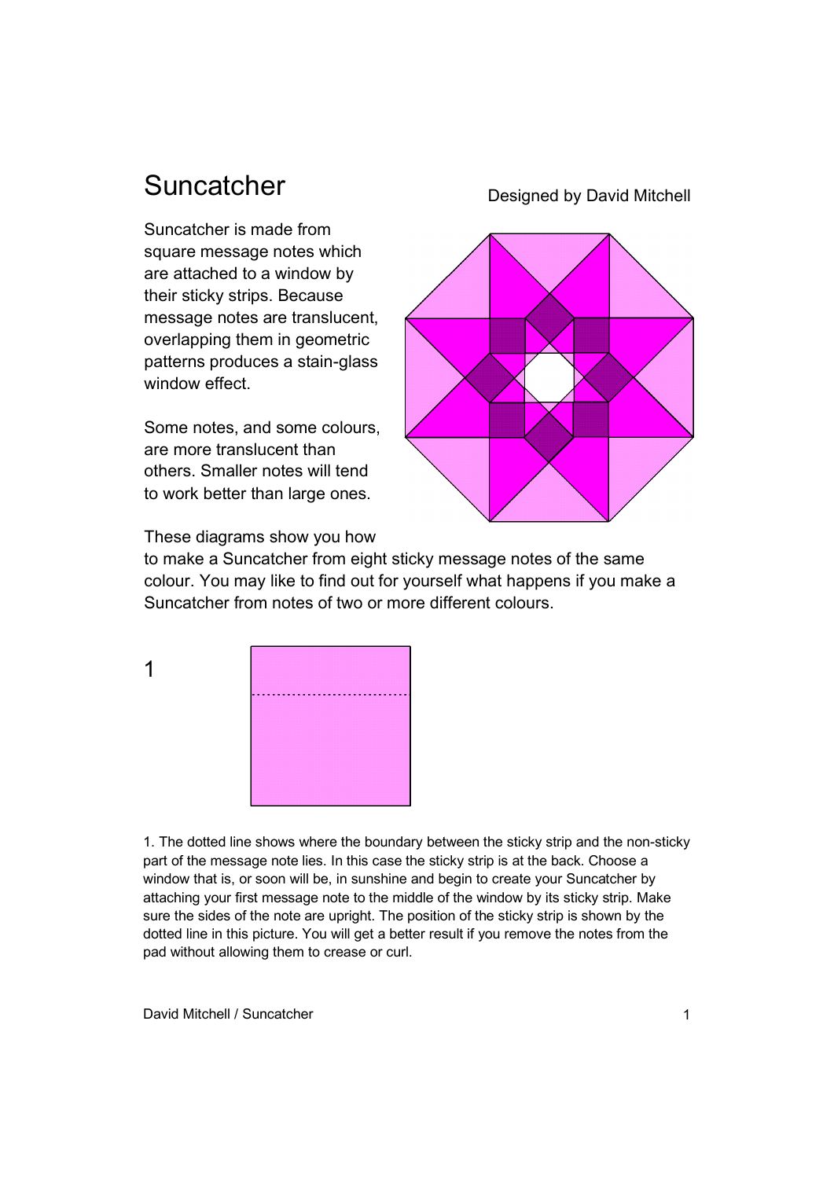# Suncatcher

Designed by David Mitchell

Suncatcher is made from square message notes which are attached to a window by their sticky strips. Because message notes are translucent, overlapping them in geometric patterns produces a stain-glass window effect.

Some notes, and some colours, are more translucent than others. Smaller notes will tend to work better than large ones.

These diagrams show you how to make a Suncatcher from eight sticky message notes of the same colour. You may like to find out for yourself what happens if you make a Suncatcher from notes of two or more different colours.

1

1. The dotted line shows where the boundary between the sticky strip and the non-sticky part of the message note lies. In this case the sticky strip is at the back. Choose a window that is, or soon will be, in sunshine and begin to create your Suncatcher by attaching your first message note to the middle of the window by its sticky strip. Make sure the sides of the note are upright. The position of the sticky strip is shown by the dotted line in this picture. You will get a better result if you remove the notes from the pad without allowing them to crease or curl.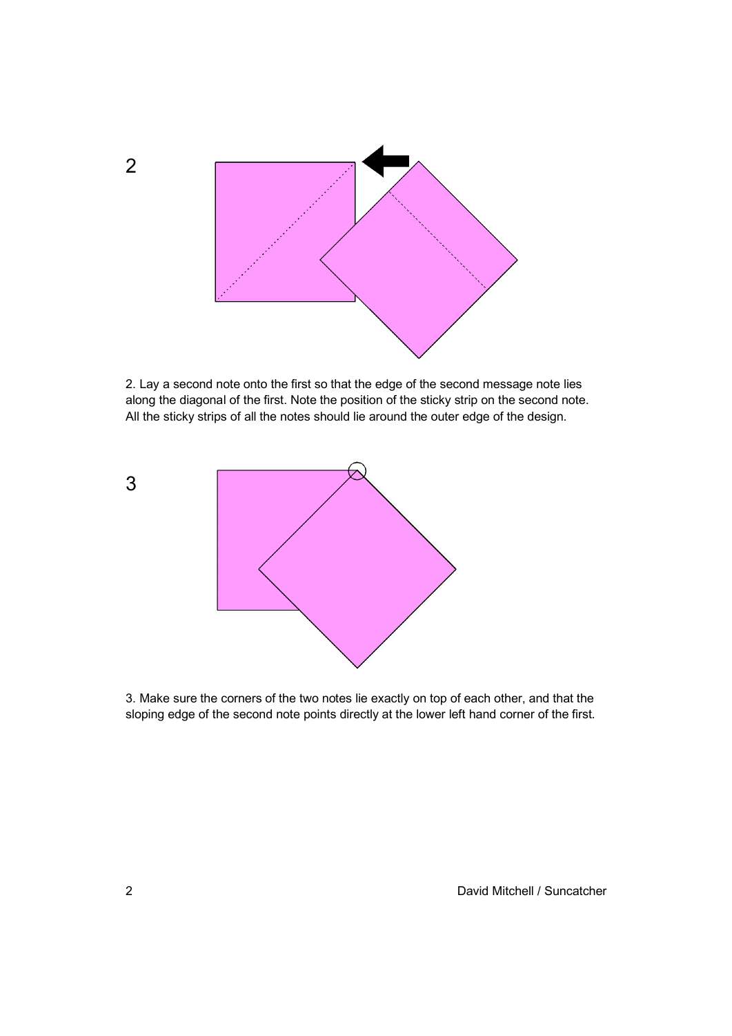2

2. Lay a second note onto the first so that the edge of the second message note lies along the diagonal of the first. Note the position of the sticky strip on the second note. All the sticky strips of all the notes should lie around the outer edge of the design.

3

3. Make sure the corners of the two notes lie exactly on top of each other, and that the sloping edge of the second note points directly at the lower left hand corner of the first.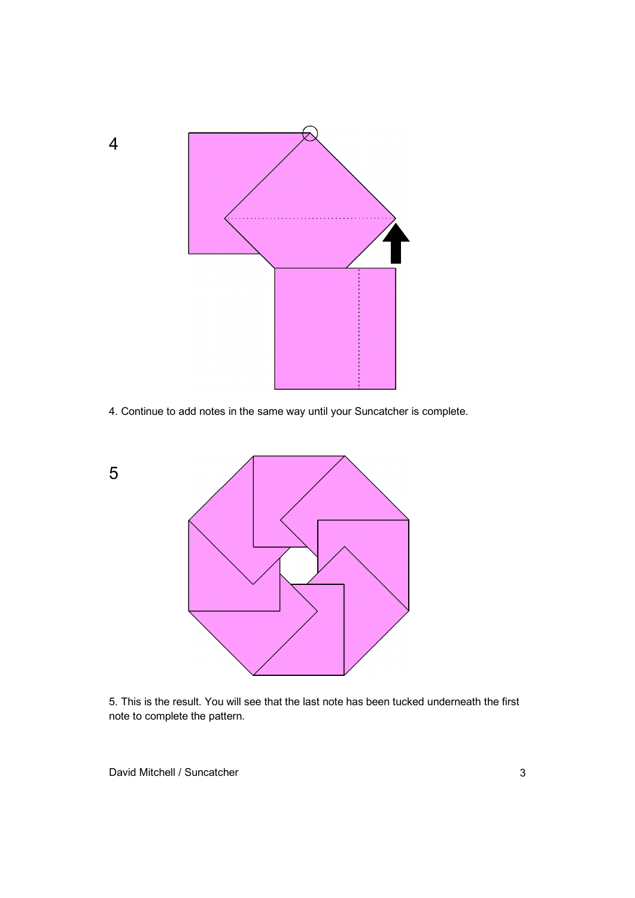4

4. Continue to add notes in the same way until your Suncatcher is complete.

5

5. This is the result. You will see that the last note has been tucked underneath the first note to complete the pattern.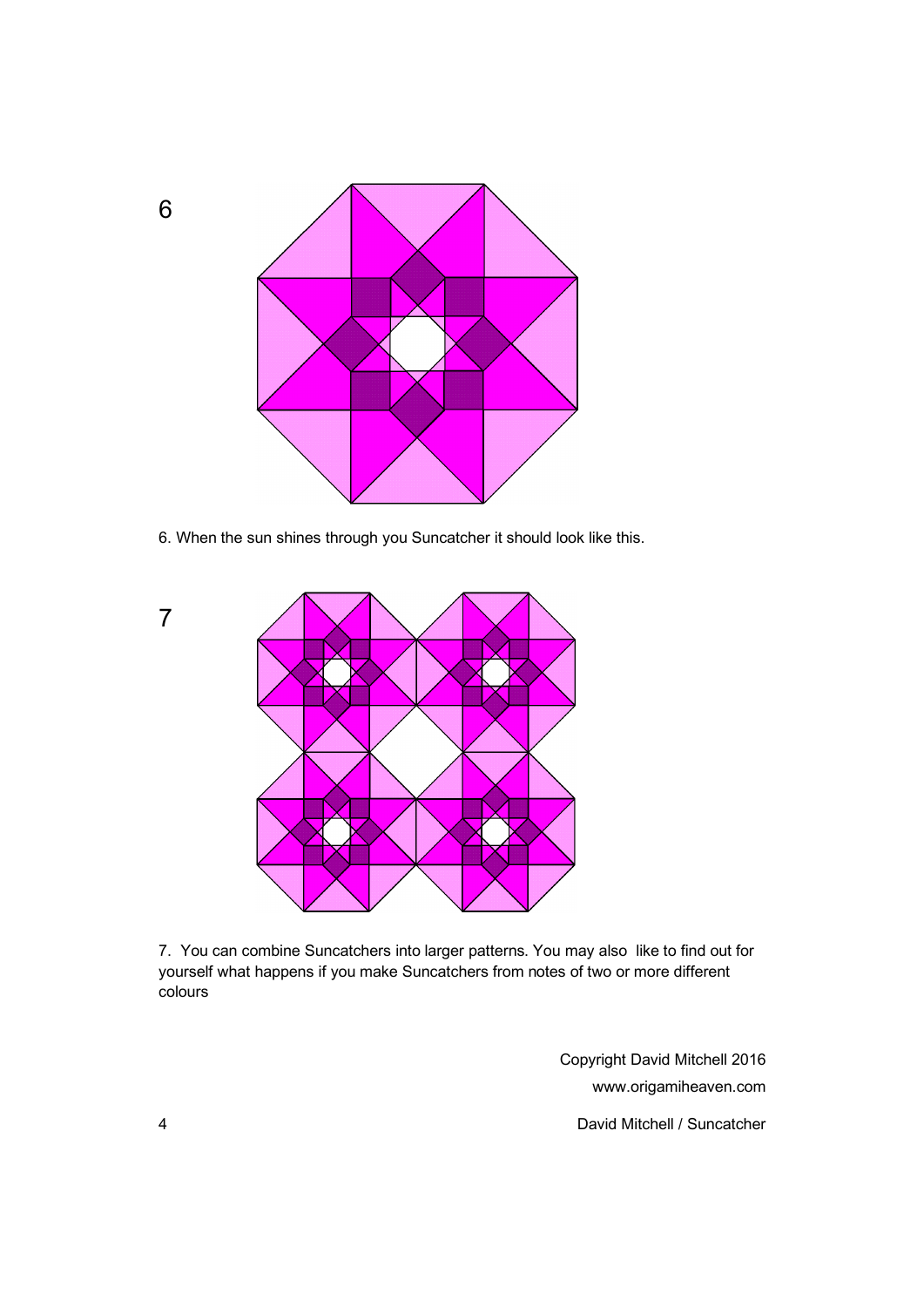6

6. When the sun shines through you Suncatcher it should look like this.

7

7. You can combine Suncatchers into larger patterns. You may also like to find out for yourself what happens if you make Suncatchers from notes of two or more different colours

Copyright David Mitchell 2016

www.origamiheaven.com